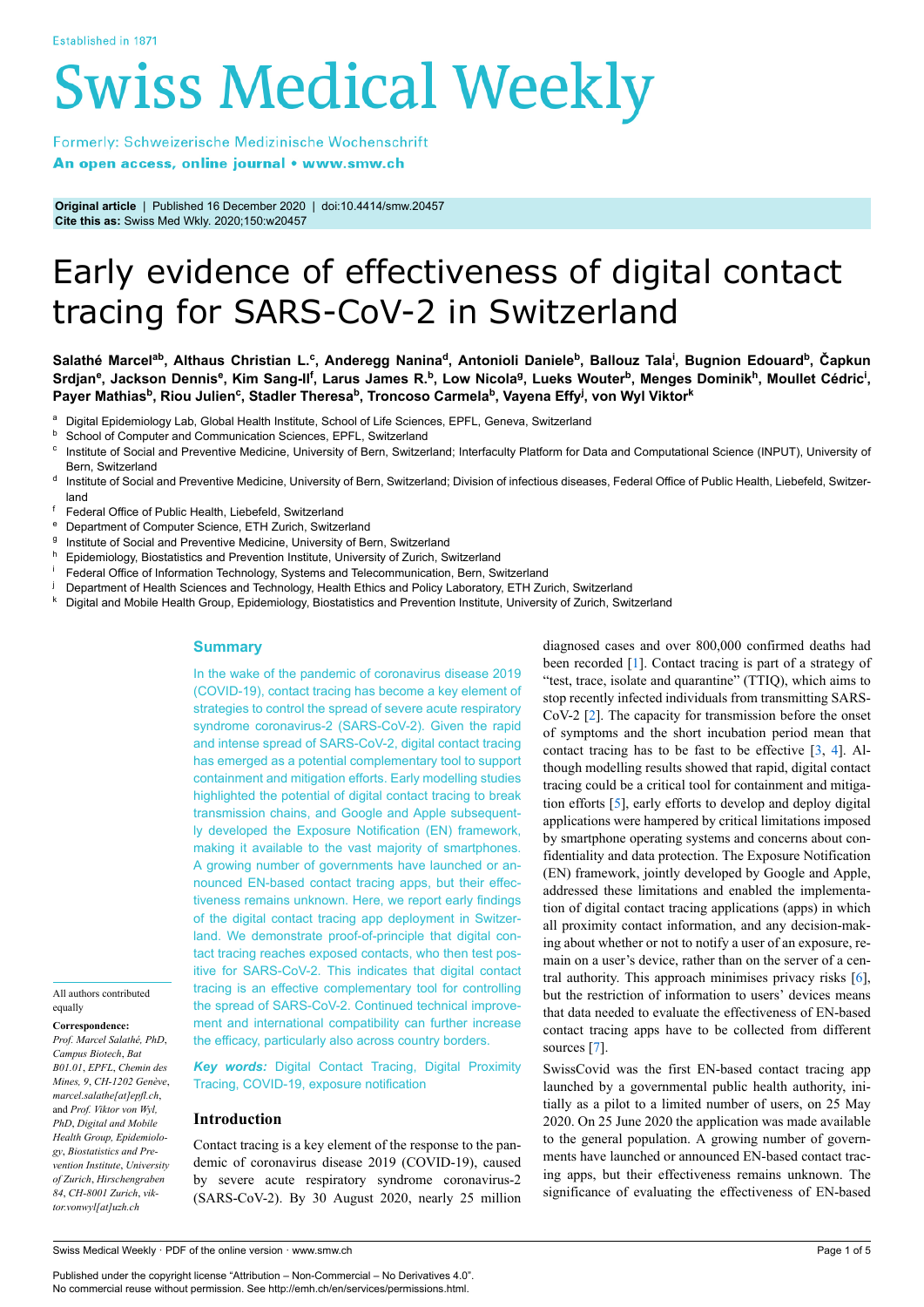Original article | Published 16 December 2020 | doi:10.4414/smw.20457
Cite this as: Swiss Med Wkly. 2020;150:w20457

# Early evidence of effectiveness of digital contact tracing for SARS-CoV-2 in Switzerland

**Salathé Marcel[ab], Althaus Christian L.[c], Anderegg Nanina[d], Antonioli Daniele[b], Ballouz Tala[i], Bugnion Edouard[b], Čapkun Srdjan[e], Jackson Dennis[e], Kim Sang-Il[f], Larus James R.[b], Low Nicola[g], Lueks Wouter[b], Menges Dominik[h], Moullet Cédric[i], Payer Mathias[b], Riou Julien[c], Stadler Theresa[b], Troncoso Carmela[b], Vayena Effy[j], von Wyl Viktor[k]**

[a] Digital Epidemiology Lab, Global Health Institute, School of Life Sciences, EPFL, Geneva, Switzerland
[b] School of Computer and Communication Sciences, EPFL, Switzerland
[c] Institute of Social and Preventive Medicine, University of Bern, Switzerland; Interfaculty Platform for Data and Computational Science (INPUT), University of Bern, Switzerland
[d] Institute of Social and Preventive Medicine, University of Bern, Switzerland; Division of infectious diseases, Federal Office of Public Health, Liebefeld, Switzerland
[f] Federal Office of Public Health, Liebefeld, Switzerland
[e] Department of Computer Science, ETH Zurich, Switzerland
[g] Institute of Social and Preventive Medicine, University of Bern, Switzerland
[h] Epidemiology, Biostatistics and Prevention Institute, University of Zurich, Switzerland
[i] Federal Office of Information Technology, Systems and Telecommunication, Bern, Switzerland
[j] Department of Health Sciences and Technology, Health Ethics and Policy Laboratory, ETH Zurich, Switzerland
[k] Digital and Mobile Health Group, Epidemiology, Biostatistics and Prevention Institute, University of Zurich, Switzerland

All authors contributed equally

**Correspondence:**
*Prof. Marcel Salathé, PhD, Campus Biotech, Bat B01.01, EPFL, Chemin des Mines, 9, CH-1202 Genève, marcel.salathe[at]epfl.ch,* and *Prof. Viktor von Wyl, PhD, Digital and Mobile Health Group, Epidemiology, Biostatistics and Prevention Institute, University of Zurich, Hirschengraben 84, CH-8001 Zurich, viktor.vonwyl[at]uzh.ch*

## Summary

In the wake of the pandemic of coronavirus disease 2019 (COVID-19), contact tracing has become a key element of strategies to control the spread of severe acute respiratory syndrome coronavirus-2 (SARS-CoV-2). Given the rapid and intense spread of SARS-CoV-2, digital contact tracing has emerged as a potential complementary tool to support containment and mitigation efforts. Early modelling studies highlighted the potential of digital contact tracing to break transmission chains, and Google and Apple subsequently developed the Exposure Notification (EN) framework, making it available to the vast majority of smartphones. A growing number of governments have launched or announced EN-based contact tracing apps, but their effectiveness remains unknown. Here, we report early findings of the digital contact tracing app deployment in Switzerland. We demonstrate proof-of-principle that digital contact tracing reaches exposed contacts, who then test positive for SARS-CoV-2. This indicates that digital contact tracing is an effective complementary tool for controlling the spread of SARS-CoV-2. Continued technical improvement and international compatibility can further increase the efficacy, particularly also across country borders.

*Key words:* Digital Contact Tracing, Digital Proximity Tracing, COVID-19, exposure notification

## Introduction

Contact tracing is a key element of the response to the pandemic of coronavirus disease 2019 (COVID-19), caused by severe acute respiratory syndrome coronavirus-2 (SARS-CoV-2). By 30 August 2020, nearly 25 million diagnosed cases and over 800,000 confirmed deaths had been recorded [1]. Contact tracing is part of a strategy of "test, trace, isolate and quarantine" (TTIQ), which aims to stop recently infected individuals from transmitting SARS-CoV-2 [2]. The capacity for transmission before the onset of symptoms and the short incubation period mean that contact tracing has to be fast to be effective [3, 4]. Although modelling results showed that rapid, digital contact tracing could be a critical tool for containment and mitigation efforts [5], early efforts to develop and deploy digital applications were hampered by critical limitations imposed by smartphone operating systems and concerns about confidentiality and data protection. The Exposure Notification (EN) framework, jointly developed by Google and Apple, addressed these limitations and enabled the implementation of digital contact tracing applications (apps) in which all proximity contact information, and any decision-making about whether or not to notify a user of an exposure, remain on a user's device, rather than on the server of a central authority. This approach minimises privacy risks [6], but the restriction of information to users' devices means that data needed to evaluate the effectiveness of EN-based contact tracing apps have to be collected from different sources [7].

SwissCovid was the first EN-based contact tracing app launched by a governmental public health authority, initially as a pilot to a limited number of users, on 25 May 2020. On 25 June 2020 the application was made available to the general population. A growing number of governments have launched or announced EN-based contact tracing apps, but their effectiveness remains unknown. The significance of evaluating the effectiveness of EN-based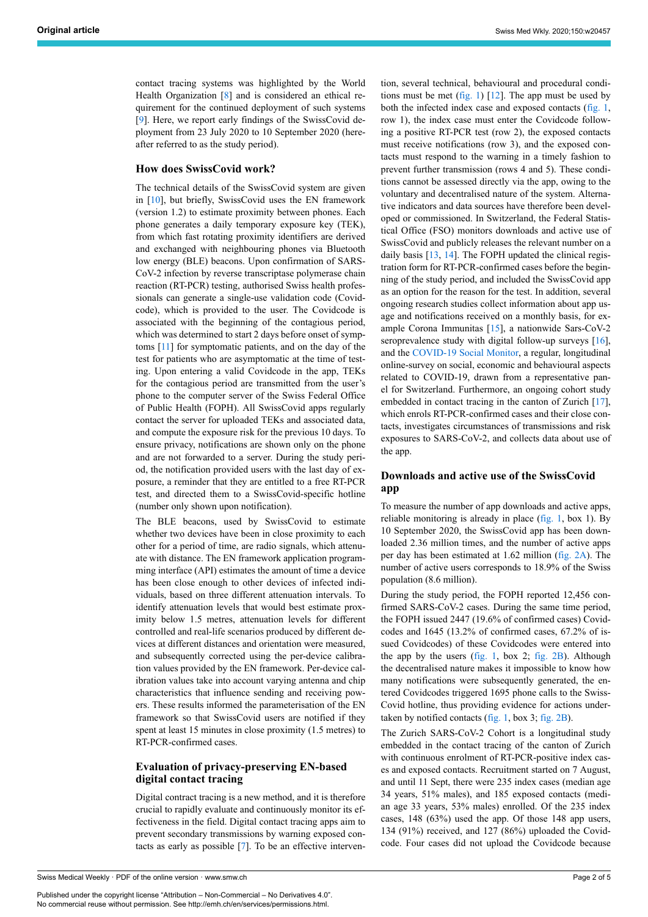contact tracing systems was highlighted by the World Health Organization [8] and is considered an ethical requirement for the continued deployment of such systems [9]. Here, we report early findings of the SwissCovid deployment from 23 July 2020 to 10 September 2020 (hereafter referred to as the study period).

## How does SwissCovid work?

The technical details of the SwissCovid system are given in [10], but briefly, SwissCovid uses the EN framework (version 1.2) to estimate proximity between phones. Each phone generates a daily temporary exposure key (TEK), from which fast rotating proximity identifiers are derived and exchanged with neighbouring phones via Bluetooth low energy (BLE) beacons. Upon confirmation of SARS-CoV-2 infection by reverse transcriptase polymerase chain reaction (RT-PCR) testing, authorised Swiss health professionals can generate a single-use validation code (Covidcode), which is provided to the user. The Covidcode is associated with the beginning of the contagious period, which was determined to start 2 days before onset of symptoms [11] for symptomatic patients, and on the day of the test for patients who are asymptomatic at the time of testing. Upon entering a valid Covidcode in the app, TEKs for the contagious period are transmitted from the user's phone to the computer server of the Swiss Federal Office of Public Health (FOPH). All SwissCovid apps regularly contact the server for uploaded TEKs and associated data, and compute the exposure risk for the previous 10 days. To ensure privacy, notifications are shown only on the phone and are not forwarded to a server. During the study period, the notification provided users with the last day of exposure, a reminder that they are entitled to a free RT-PCR test, and directed them to a SwissCovid-specific hotline (number only shown upon notification).

The BLE beacons, used by SwissCovid to estimate whether two devices have been in close proximity to each other for a period of time, are radio signals, which attenuate with distance. The EN framework application programming interface (API) estimates the amount of time a device has been close enough to other devices of infected individuals, based on three different attenuation intervals. To identify attenuation levels that would best estimate proximity below 1.5 metres, attenuation levels for different controlled and real-life scenarios produced by different devices at different distances and orientation were measured, and subsequently corrected using the per-device calibration values provided by the EN framework. Per-device calibration values take into account varying antenna and chip characteristics that influence sending and receiving powers. These results informed the parameterisation of the EN framework so that SwissCovid users are notified if they spent at least 15 minutes in close proximity (1.5 metres) to RT-PCR-confirmed cases.

## Evaluation of privacy-preserving EN-based digital contact tracing

Digital contract tracing is a new method, and it is therefore crucial to rapidly evaluate and continuously monitor its effectiveness in the field. Digital contact tracing apps aim to prevent secondary transmissions by warning exposed contacts as early as possible [7]. To be an effective intervention, several technical, behavioural and procedural conditions must be met (fig. 1) [12]. The app must be used by both the infected index case and exposed contacts (fig. 1, row 1), the index case must enter the Covidcode following a positive RT-PCR test (row 2), the exposed contacts must receive notifications (row 3), and the exposed contacts must respond to the warning in a timely fashion to prevent further transmission (rows 4 and 5). These conditions cannot be assessed directly via the app, owing to the voluntary and decentralised nature of the system. Alternative indicators and data sources have therefore been developed or commissioned. In Switzerland, the Federal Statistical Office (FSO) monitors downloads and active use of SwissCovid and publicly releases the relevant number on a daily basis [13, 14]. The FOPH updated the clinical registration form for RT-PCR-confirmed cases before the beginning of the study period, and included the SwissCovid app as an option for the reason for the test. In addition, several ongoing research studies collect information about app usage and notifications received on a monthly basis, for example Corona Immunitas [15], a nationwide Sars-CoV-2 seroprevalence study with digital follow-up surveys [16], and the COVID-19 Social Monitor, a regular, longitudinal online-survey on social, economic and behavioural aspects related to COVID-19, drawn from a representative panel for Switzerland. Furthermore, an ongoing cohort study embedded in contact tracing in the canton of Zurich [17], which enrols RT-PCR-confirmed cases and their close contacts, investigates circumstances of transmissions and risk exposures to SARS-CoV-2, and collects data about use of the app.

## Downloads and active use of the SwissCovid app

To measure the number of app downloads and active apps, reliable monitoring is already in place (fig. 1, box 1). By 10 September 2020, the SwissCovid app has been downloaded 2.36 million times, and the number of active apps per day has been estimated at 1.62 million (fig. 2A). The number of active users corresponds to 18.9% of the Swiss population (8.6 million).

During the study period, the FOPH reported 12,456 confirmed SARS-CoV-2 cases. During the same time period, the FOPH issued 2447 (19.6% of confirmed cases) Covidcodes and 1645 (13.2% of confirmed cases, 67.2% of issued Covidcodes) of these Covidcodes were entered into the app by the users (fig. 1, box 2; fig. 2B). Although the decentralised nature makes it impossible to know how many notifications were subsequently generated, the entered Covidcodes triggered 1695 phone calls to the SwissCovid hotline, thus providing evidence for actions undertaken by notified contacts (fig. 1, box 3; fig. 2B).

The Zurich SARS-CoV-2 Cohort is a longitudinal study embedded in the contact tracing of the canton of Zurich with continuous enrolment of RT-PCR-positive index cases and exposed contacts. Recruitment started on 7 August, and until 11 Sept, there were 235 index cases (median age 34 years, 51% males), and 185 exposed contacts (median age 33 years, 53% males) enrolled. Of the 235 index cases, 148 (63%) used the app. Of those 148 app users, 134 (91%) received, and 127 (86%) uploaded the Covidcode. Four cases did not upload the Covidcode because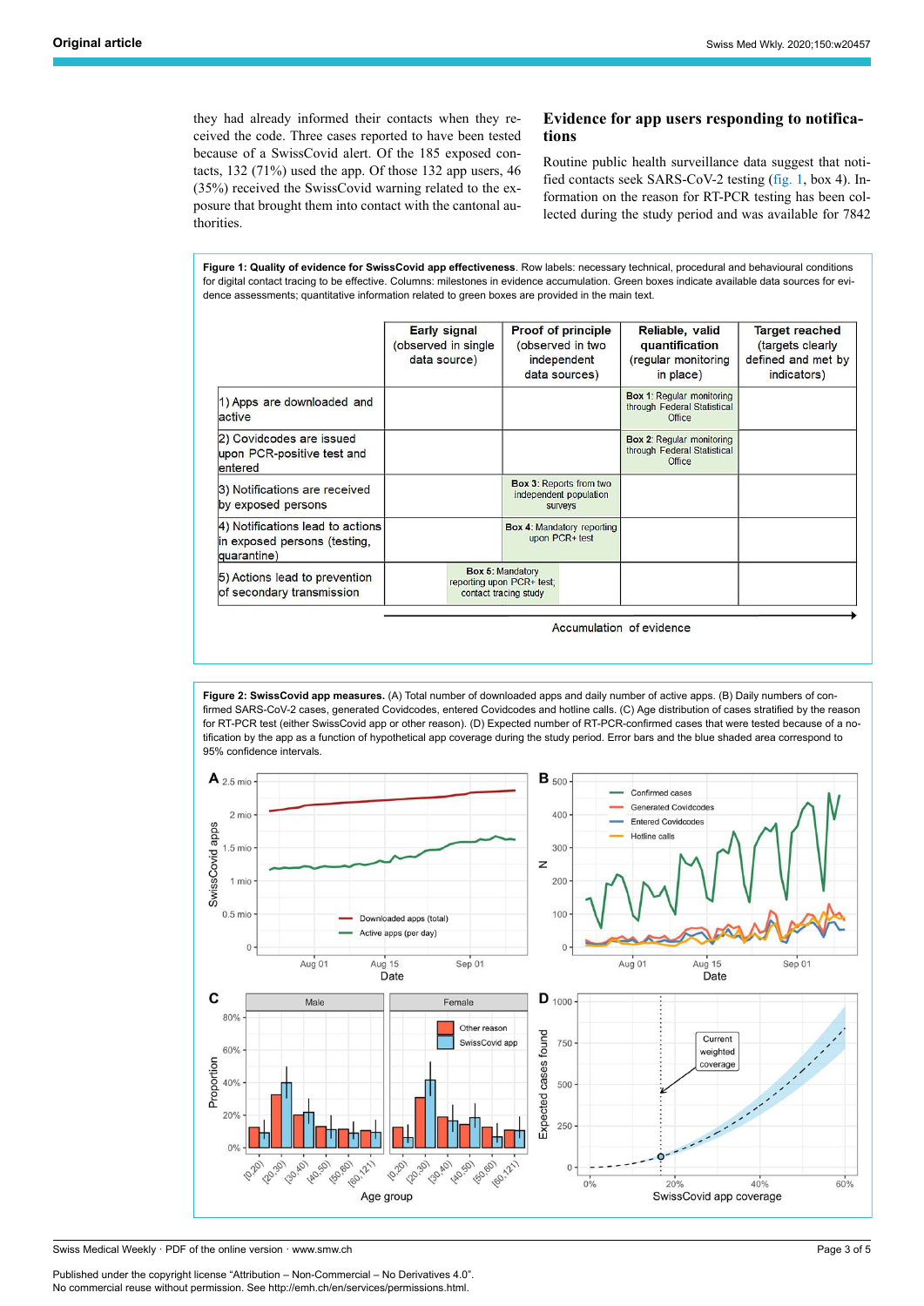they had already informed their contacts when they received the code. Three cases reported to have been tested because of a SwissCovid alert. Of the 185 exposed contacts, 132 (71%) used the app. Of those 132 app users, 46 (35%) received the SwissCovid warning related to the exposure that brought them into contact with the cantonal authorities.

## Evidence for app users responding to notifications

Routine public health surveillance data suggest that notified contacts seek SARS-CoV-2 testing (fig. 1, box 4). Information on the reason for RT-PCR testing has been collected during the study period and was available for 7842

**Figure 1: Quality of evidence for SwissCovid app effectiveness**. Row labels: necessary technical, procedural and behavioural conditions for digital contact tracing to be effective. Columns: milestones in evidence accumulation. Green boxes indicate available data sources for evidence assessments; quantitative information related to green boxes are provided in the main text.

| | Early signal (observed in single data source) | Proof of principle (observed in two independent data sources) | Reliable, valid quantification (regular monitoring in place) | Target reached (targets clearly defined and met by indicators) |
|---|---|---|---|---|
| 1) Apps are downloaded and active | | | **Box 1**: Regular monitoring through Federal Statistical Office | |
| 2) Covidcodes are issued upon PCR-positive test and entered | | | **Box 2**: Regular monitoring through Federal Statistical Office | |
| 3) Notifications are received by exposed persons | | **Box 3**: Reports from two independent population surveys | | |
| 4) Notifications lead to actions in exposed persons (testing, quarantine) | | **Box 4**: Mandatory reporting upon PCR+ test | | |
| 5) Actions lead to prevention of secondary transmission | **Box 5**: Mandatory reporting upon PCR+ test; contact tracing study | | | |

Accumulation of evidence →

**Figure 2: SwissCovid app measures.** (A) Total number of downloaded apps and daily number of active apps. (B) Daily numbers of confirmed SARS-CoV-2 cases, generated Covidcodes, entered Covidcodes and hotline calls. (C) Age distribution of cases stratified by the reason for RT-PCR test (either SwissCovid app or other reason). (D) Expected number of RT-PCR-confirmed cases that were tested because of a notification by the app as a function of hypothetical app coverage during the study period. Error bars and the blue shaded area correspond to 95% confidence intervals.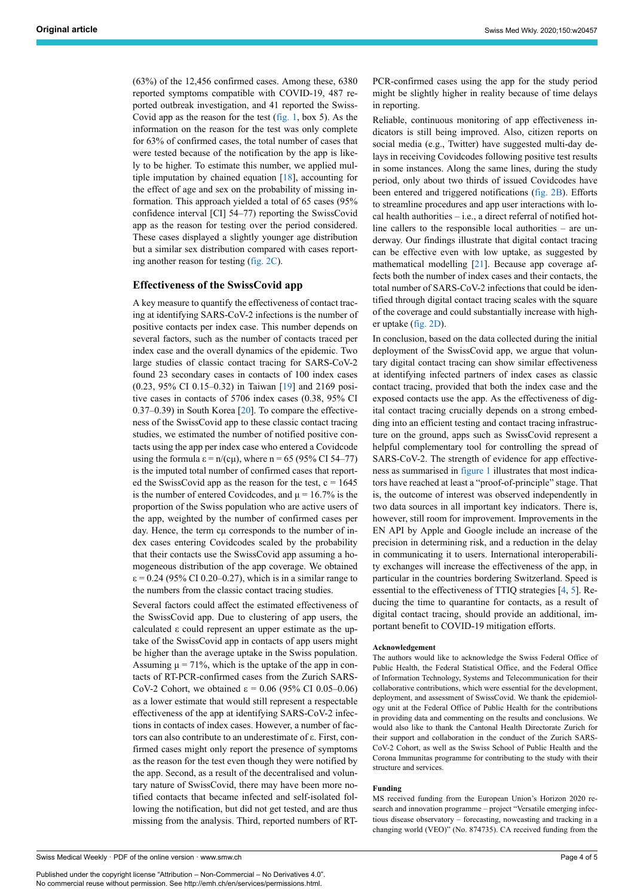(63%) of the 12,456 confirmed cases. Among these, 6380 reported symptoms compatible with COVID-19, 487 reported outbreak investigation, and 41 reported the SwissCovid app as the reason for the test (fig. 1, box 5). As the information on the reason for the test was only complete for 63% of confirmed cases, the total number of cases that were tested because of the notification by the app is likely to be higher. To estimate this number, we applied multiple imputation by chained equation [18], accounting for the effect of age and sex on the probability of missing information. This approach yielded a total of 65 cases (95% confidence interval [CI] 54–77) reporting the SwissCovid app as the reason for testing over the period considered. These cases displayed a slightly younger age distribution but a similar sex distribution compared with cases reporting another reason for testing (fig. 2C).

### Effectiveness of the SwissCovid app

A key measure to quantify the effectiveness of contact tracing at identifying SARS-CoV-2 infections is the number of positive contacts per index case. This number depends on several factors, such as the number of contacts traced per index case and the overall dynamics of the epidemic. Two large studies of classic contact tracing for SARS-CoV-2 found 23 secondary cases in contacts of 100 index cases (0.23, 95% CI 0.15–0.32) in Taiwan [19] and 2169 positive cases in contacts of 5706 index cases (0.38, 95% CI 0.37–0.39) in South Korea [20]. To compare the effectiveness of the SwissCovid app to these classic contact tracing studies, we estimated the number of notified positive contacts using the app per index case who entered a Covidcode using the formula $\varepsilon = n/(c\mu)$, where $n = 65$ (95% CI 54–77) is the imputed total number of confirmed cases that reported the SwissCovid app as the reason for the test, $c = 1645$ is the number of entered Covidcodes, and $\mu = 16.7\%$ is the proportion of the Swiss population who are active users of the app, weighted by the number of confirmed cases per day. Hence, the term $c\mu$ corresponds to the number of index cases entering Covidcodes scaled by the probability that their contacts use the SwissCovid app assuming a homogeneous distribution of the app coverage. We obtained $\varepsilon = 0.24$ (95% CI 0.20–0.27), which is in a similar range to the numbers from the classic contact tracing studies.

Several factors could affect the estimated effectiveness of the SwissCovid app. Due to clustering of app users, the calculated $\varepsilon$ could represent an upper estimate as the uptake of the SwissCovid app in contacts of app users might be higher than the average uptake in the Swiss population. Assuming $\mu = 71\%$, which is the uptake of the app in contacts of RT-PCR-confirmed cases from the Zurich SARS-CoV-2 Cohort, we obtained $\varepsilon = 0.06$ (95% CI 0.05–0.06) as a lower estimate that would still represent a respectable effectiveness of the app at identifying SARS-CoV-2 infections in contacts of index cases. However, a number of factors can also contribute to an underestimate of $\varepsilon$. First, confirmed cases might only report the presence of symptoms as the reason for the test even though they were notified by the app. Second, as a result of the decentralised and voluntary nature of SwissCovid, there may have been more notified contacts that became infected and self-isolated following the notification, but did not get tested, and are thus missing from the analysis. Third, reported numbers of RT-PCR-confirmed cases using the app for the study period might be slightly higher in reality because of time delays in reporting.

Reliable, continuous monitoring of app effectiveness indicators is still being improved. Also, citizen reports on social media (e.g., Twitter) have suggested multi-day delays in receiving Covidcodes following positive test results in some instances. Along the same lines, during the study period, only about two thirds of issued Covidcodes have been entered and triggered notifications (fig. 2B). Efforts to streamline procedures and app user interactions with local health authorities – i.e., a direct referral of notified hotline callers to the responsible local authorities – are underway. Our findings illustrate that digital contact tracing can be effective even with low uptake, as suggested by mathematical modelling [21]. Because app coverage affects both the number of index cases and their contacts, the total number of SARS-CoV-2 infections that could be identified through digital contact tracing scales with the square of the coverage and could substantially increase with higher uptake (fig. 2D).

In conclusion, based on the data collected during the initial deployment of the SwissCovid app, we argue that voluntary digital contact tracing can show similar effectiveness at identifying infected partners of index cases as classic contact tracing, provided that both the index case and the exposed contacts use the app. As the effectiveness of digital contact tracing crucially depends on a strong embedding into an efficient testing and contact tracing infrastructure on the ground, apps such as SwissCovid represent a helpful complementary tool for controlling the spread of SARS-CoV-2. The strength of evidence for app effectiveness as summarised in figure 1 illustrates that most indicators have reached at least a "proof-of-principle" stage. That is, the outcome of interest was observed independently in two data sources in all important key indicators. There is, however, still room for improvement. Improvements in the EN API by Apple and Google include an increase of the precision in determining risk, and a reduction in the delay in communicating it to users. International interoperability exchanges will increase the effectiveness of the app, in particular in the countries bordering Switzerland. Speed is essential to the effectiveness of TTIQ strategies [4, 5]. Reducing the time to quarantine for contacts, as a result of digital contact tracing, should provide an additional, important benefit to COVID-19 mitigation efforts.

#### Acknowledgement

The authors would like to acknowledge the Swiss Federal Office of Public Health, the Federal Statistical Office, and the Federal Office of Information Technology, Systems and Telecommunication for their collaborative contributions, which were essential for the development, deployment, and assessment of SwissCovid. We thank the epidemiology unit at the Federal Office of Public Health for the contributions in providing data and commenting on the results and conclusions. We would also like to thank the Cantonal Health Directorate Zurich for their support and collaboration in the conduct of the Zurich SARS-CoV-2 Cohort, as well as the Swiss School of Public Health and the Corona Immunitas programme for contributing to the study with their structure and services.

#### Funding

MS received funding from the European Union's Horizon 2020 research and innovation programme – project "Versatile emerging infectious disease observatory – forecasting, nowcasting and tracking in a changing world (VEO)" (No. 874735). CA received funding from the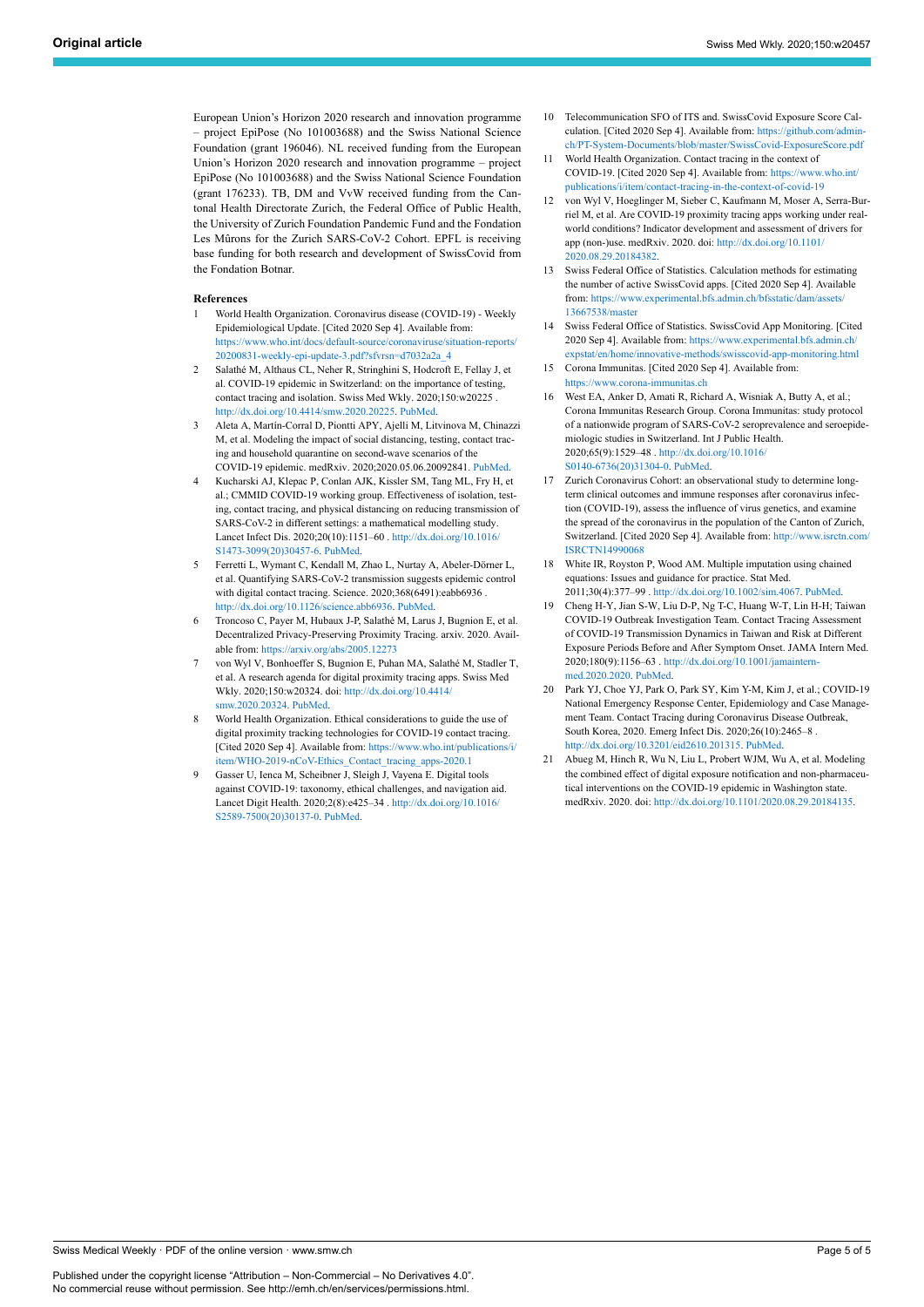European Union's Horizon 2020 research and innovation programme – project EpiPose (No 101003688) and the Swiss National Science Foundation (grant 196046). NL received funding from the European Union's Horizon 2020 research and innovation programme – project EpiPose (No 101003688) and the Swiss National Science Foundation (grant 176233). TB, DM and VvW received funding from the Cantonal Health Directorate Zurich, the Federal Office of Public Health, the University of Zurich Foundation Pandemic Fund and the Fondation Les Mûrons for the Zurich SARS-CoV-2 Cohort. EPFL is receiving base funding for both research and development of SwissCovid from the Fondation Botnar.

**References**

1. World Health Organization. Coronavirus disease (COVID-19) - Weekly Epidemiological Update. [Cited 2020 Sep 4]. Available from: https://www.who.int/docs/default-source/coronaviruse/situation-reports/20200831-weekly-epi-update-3.pdf?sfvrsn=d7032a2a_4
2. Salathé M, Althaus CL, Neher R, Stringhini S, Hodcroft E, Fellay J, et al. COVID-19 epidemic in Switzerland: on the importance of testing, contact tracing and isolation. Swiss Med Wkly. 2020;150:w20225 . http://dx.doi.org/10.4414/smw.2020.20225. PubMed.
3. Aleta A, Martín-Corral D, Piontti APY, Ajelli M, Litvinova M, Chinazzi M, et al. Modeling the impact of social distancing, testing, contact tracing and household quarantine on second-wave scenarios of the COVID-19 epidemic. medRxiv. 2020;2020.05.06.20092841. PubMed.
4. Kucharski AJ, Klepac P, Conlan AJK, Kissler SM, Tang ML, Fry H, et al.; CMMID COVID-19 working group. Effectiveness of isolation, testing, contact tracing, and physical distancing on reducing transmission of SARS-CoV-2 in different settings: a mathematical modelling study. Lancet Infect Dis. 2020;20(10):1151–60 . http://dx.doi.org/10.1016/S1473-3099(20)30457-6. PubMed.
5. Ferretti L, Wymant C, Kendall M, Zhao L, Nurtay A, Abeler-Dörner L, et al. Quantifying SARS-CoV-2 transmission suggests epidemic control with digital contact tracing. Science. 2020;368(6491):eabb6936 . http://dx.doi.org/10.1126/science.abb6936. PubMed.
6. Troncoso C, Payer M, Hubaux J-P, Salathé M, Larus J, Bugnion E, et al. Decentralized Privacy-Preserving Proximity Tracing. arxiv. 2020. Available from: https://arxiv.org/abs/2005.12273
7. von Wyl V, Bonhoeffer S, Bugnion E, Puhan MA, Salathé M, Stadler T, et al. A research agenda for digital proximity tracing apps. Swiss Med Wkly. 2020;150:w20324. doi: http://dx.doi.org/10.4414/smw.2020.20324. PubMed.
8. World Health Organization. Ethical considerations to guide the use of digital proximity tracking technologies for COVID-19 contact tracing. [Cited 2020 Sep 4]. Available from: https://www.who.int/publications/i/item/WHO-2019-nCoV-Ethics_Contact_tracing_apps-2020.1
9. Gasser U, Ienca M, Scheibner J, Sleigh J, Vayena E. Digital tools against COVID-19: taxonomy, ethical challenges, and navigation aid. Lancet Digit Health. 2020;2(8):e425–34 . http://dx.doi.org/10.1016/S2589-7500(20)30137-0. PubMed.
10. Telecommunication SFO of ITS and. SwissCovid Exposure Score Calculation. [Cited 2020 Sep 4]. Available from: https://github.com/admin-ch/PT-System-Documents/blob/master/SwissCovid-ExposureScore.pdf
11. World Health Organization. Contact tracing in the context of COVID-19. [Cited 2020 Sep 4]. Available from: https://www.who.int/publications/i/item/contact-tracing-in-the-context-of-covid-19
12. von Wyl V, Hoeglinger M, Sieber C, Kaufmann M, Moser A, Serra-Burriel M, et al. Are COVID-19 proximity tracing apps working under real-world conditions? Indicator development and assessment of drivers for app (non-)use. medRxiv. 2020. doi: http://dx.doi.org/10.1101/2020.08.29.20184382.
13. Swiss Federal Office of Statistics. Calculation methods for estimating the number of active SwissCovid apps. [Cited 2020 Sep 4]. Available from: https://www.experimental.bfs.admin.ch/bfsstatic/dam/assets/13667538/master
14. Swiss Federal Office of Statistics. SwissCovid App Monitoring. [Cited 2020 Sep 4]. Available from: https://www.experimental.bfs.admin.ch/expstat/en/home/innovative-methods/swisscovid-app-monitoring.html
15. Corona Immunitas. [Cited 2020 Sep 4]. Available from: https://www.corona-immunitas.ch
16. West EA, Anker D, Amati R, Richard A, Wisniak A, Butty A, et al.; Corona Immunitas Research Group. Corona Immunitas: study protocol of a nationwide program of SARS-CoV-2 seroprevalence and seroepidemiologic studies in Switzerland. Int J Public Health. 2020;65(9):1529–48 . http://dx.doi.org/10.1016/S0140-6736(20)31304-0. PubMed.
17. Zurich Coronavirus Cohort: an observational study to determine long-term clinical outcomes and immune responses after coronavirus infection (COVID-19), assess the influence of virus genetics, and examine the spread of the coronavirus in the population of the Canton of Zurich, Switzerland. [Cited 2020 Sep 4]. Available from: http://www.isrctn.com/ISRCTN14990068
18. White IR, Royston P, Wood AM. Multiple imputation using chained equations: Issues and guidance for practice. Stat Med. 2011;30(4):377–99 . http://dx.doi.org/10.1002/sim.4067. PubMed.
19. Cheng H-Y, Jian S-W, Liu D-P, Ng T-C, Huang W-T, Lin H-H; Taiwan COVID-19 Outbreak Investigation Team. Contact Tracing Assessment of COVID-19 Transmission Dynamics in Taiwan and Risk at Different Exposure Periods Before and After Symptom Onset. JAMA Intern Med. 2020;180(9):1156–63 . http://dx.doi.org/10.1001/jamainternmed.2020.2020. PubMed.
20. Park YJ, Choe YJ, Park O, Park SY, Kim Y-M, Kim J, et al.; COVID-19 National Emergency Response Center, Epidemiology and Case Management Team. Contact Tracing during Coronavirus Disease Outbreak, South Korea, 2020. Emerg Infect Dis. 2020;26(10):2465–8 . http://dx.doi.org/10.3201/eid2610.201315. PubMed.
21. Abueg M, Hinch R, Wu N, Liu L, Probert WJM, Wu A, et al. Modeling the combined effect of digital exposure notification and non-pharmaceutical interventions on the COVID-19 epidemic in Washington state. medRxiv. 2020. doi: http://dx.doi.org/10.1101/2020.08.29.20184135.